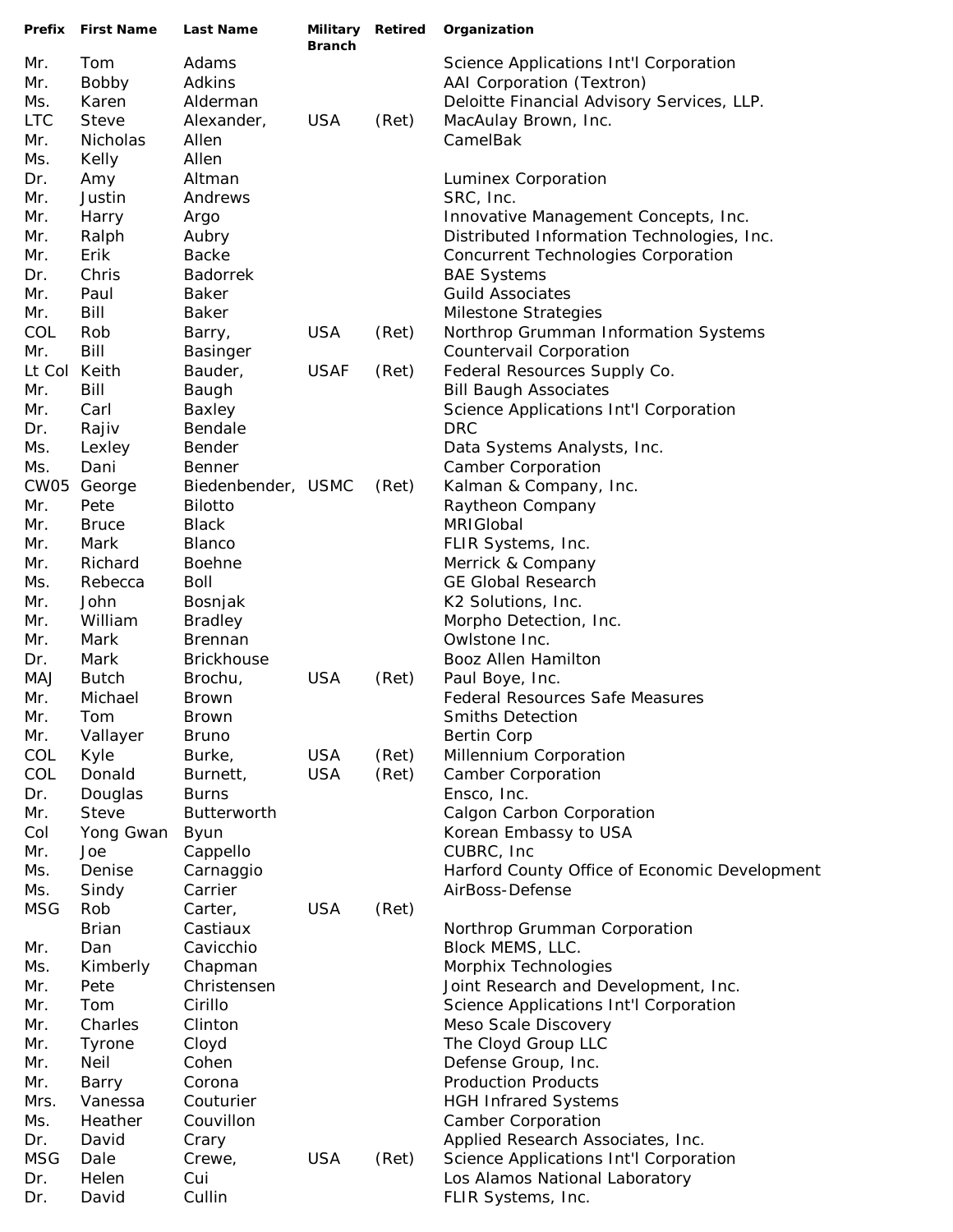| Prefix | First Name | Last Name | Military Branch | Retired | Organization |
|---|---|---|---|---|---|
| Mr. | Tom | Adams | | | Science Applications Int'l Corporation |
| Mr. | Bobby | Adkins | | | AAI Corporation (Textron) |
| Ms. | Karen | Alderman | | | Deloitte Financial Advisory Services, LLP. |
| LTC | Steve | Alexander, | USA | (Ret) | MacAulay Brown, Inc. |
| Mr. | Nicholas | Allen | | | CamelBak |
| Ms. | Kelly | Allen | | | |
| Dr. | Amy | Altman | | | Luminex Corporation |
| Mr. | Justin | Andrews | | | SRC, Inc. |
| Mr. | Harry | Argo | | | Innovative Management Concepts, Inc. |
| Mr. | Ralph | Aubry | | | Distributed Information Technologies, Inc. |
| Mr. | Erik | Backe | | | Concurrent Technologies Corporation |
| Dr. | Chris | Badorrek | | | BAE Systems |
| Mr. | Paul | Baker | | | Guild Associates |
| Mr. | Bill | Baker | | | Milestone Strategies |
| COL | Rob | Barry, | USA | (Ret) | Northrop Grumman Information Systems |
| Mr. | Bill | Basinger | | | Countervail Corporation |
| Lt Col | Keith | Bauder, | USAF | (Ret) | Federal Resources Supply Co. |
| Mr. | Bill | Baugh | | | Bill Baugh Associates |
| Mr. | Carl | Baxley | | | Science Applications Int'l Corporation |
| Dr. | Rajiv | Bendale | | | DRC |
| Ms. | Lexley | Bender | | | Data Systems Analysts, Inc. |
| Ms. | Dani | Benner | | | Camber Corporation |
| CW05 | George | Biedenbender, | USMC | (Ret) | Kalman & Company, Inc. |
| Mr. | Pete | Bilotto | | | Raytheon Company |
| Mr. | Bruce | Black | | | MRIGlobal |
| Mr. | Mark | Blanco | | | FLIR Systems, Inc. |
| Mr. | Richard | Boehne | | | Merrick & Company |
| Ms. | Rebecca | Boll | | | GE Global Research |
| Mr. | John | Bosnjak | | | K2 Solutions, Inc. |
| Mr. | William | Bradley | | | Morpho Detection, Inc. |
| Mr. | Mark | Brennan | | | Owlstone Inc. |
| Dr. | Mark | Brickhouse | | | Booz Allen Hamilton |
| MAJ | Butch | Brochu, | USA | (Ret) | Paul Boye, Inc. |
| Mr. | Michael | Brown | | | Federal Resources Safe Measures |
| Mr. | Tom | Brown | | | Smiths Detection |
| Mr. | Vallayer | Bruno | | | Bertin Corp |
| COL | Kyle | Burke, | USA | (Ret) | Millennium Corporation |
| COL | Donald | Burnett, | USA | (Ret) | Camber Corporation |
| Dr. | Douglas | Burns | | | Ensco, Inc. |
| Mr. | Steve | Butterworth | | | Calgon Carbon Corporation |
| Col | Yong Gwan | Byun | | | Korean Embassy to USA |
| Mr. | Joe | Cappello | | | CUBRC, Inc |
| Ms. | Denise | Carnaggio | | | Harford County Office of Economic Development |
| Ms. | Sindy | Carrier | | | AirBoss-Defense |
| MSG | Rob | Carter, | USA | (Ret) | |
| | Brian | Castiaux | | | Northrop Grumman Corporation |
| Mr. | Dan | Cavicchio | | | Block MEMS, LLC. |
| Ms. | Kimberly | Chapman | | | Morphix Technologies |
| Mr. | Pete | Christensen | | | Joint Research and Development, Inc. |
| Mr. | Tom | Cirillo | | | Science Applications Int'l Corporation |
| Mr. | Charles | Clinton | | | Meso Scale Discovery |
| Mr. | Tyrone | Cloyd | | | The Cloyd Group LLC |
| Mr. | Neil | Cohen | | | Defense Group, Inc. |
| Mr. | Barry | Corona | | | Production Products |
| Mrs. | Vanessa | Couturier | | | HGH Infrared Systems |
| Ms. | Heather | Couvillon | | | Camber Corporation |
| Dr. | David | Crary | | | Applied Research Associates, Inc. |
| MSG | Dale | Crewe, | USA | (Ret) | Science Applications Int'l Corporation |
| Dr. | Helen | Cui | | | Los Alamos National Laboratory |
| Dr. | David | Cullin | | | FLIR Systems, Inc. |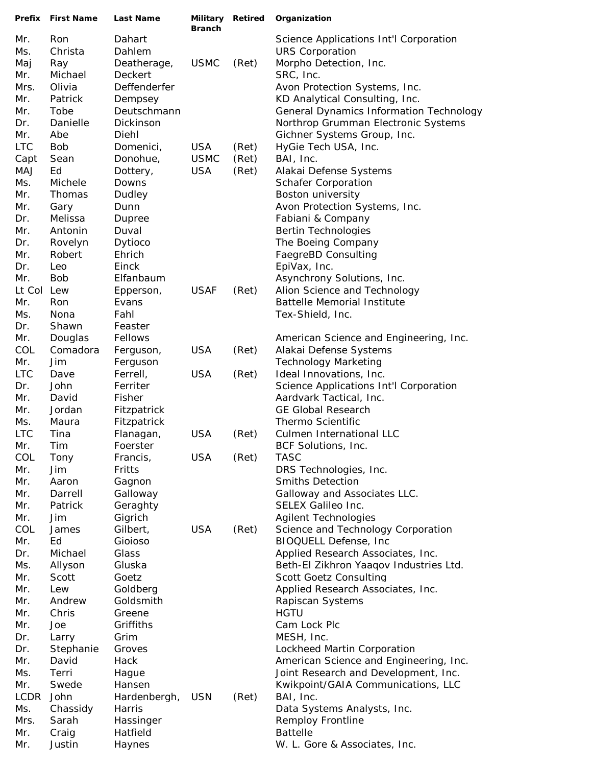| Prefix | First Name | Last Name | Military Branch | Retired | Organization |
| --- | --- | --- | --- | --- | --- |
| Mr. | Ron | Dahart | | | Science Applications Int'l Corporation |
| Ms. | Christa | Dahlem | | | URS Corporation |
| Maj | Ray | Deatherage, | USMC | (Ret) | Morpho Detection, Inc. |
| Mr. | Michael | Deckert | | | SRC, Inc. |
| Mrs. | Olivia | Deffenderfer | | | Avon Protection Systems, Inc. |
| Mr. | Patrick | Dempsey | | | KD Analytical Consulting, Inc. |
| Mr. | Tobe | Deutschmann | | | General Dynamics Information Technology |
| Dr. | Danielle | Dickinson | | | Northrop Grumman Electronic Systems |
| Mr. | Abe | Diehl | | | Gichner Systems Group, Inc. |
| LTC | Bob | Domenici, | USA | (Ret) | HyGie Tech USA, Inc. |
| Capt | Sean | Donohue, | USMC | (Ret) | BAI, Inc. |
| MAJ | Ed | Dottery, | USA | (Ret) | Alakai Defense Systems |
| Ms. | Michele | Downs | | | Schafer Corporation |
| Mr. | Thomas | Dudley | | | Boston university |
| Mr. | Gary | Dunn | | | Avon Protection Systems, Inc. |
| Dr. | Melissa | Dupree | | | Fabiani & Company |
| Mr. | Antonin | Duval | | | Bertin Technologies |
| Dr. | Rovelyn | Dytioco | | | The Boeing Company |
| Mr. | Robert | Ehrich | | | FaegreBD Consulting |
| Dr. | Leo | Einck | | | EpiVax, Inc. |
| Mr. | Bob | Elfanbaum | | | Asynchrony Solutions, Inc. |
| Lt Col | Lew | Epperson, | USAF | (Ret) | Alion Science and Technology |
| Mr. | Ron | Evans | | | Battelle Memorial Institute |
| Ms. | Nona | Fahl | | | Tex-Shield, Inc. |
| Dr. | Shawn | Feaster | | | |
| Mr. | Douglas | Fellows | | | American Science and Engineering, Inc. |
| COL | Comadora | Ferguson, | USA | (Ret) | Alakai Defense Systems |
| Mr. | Jim | Ferguson | | | Technology Marketing |
| LTC | Dave | Ferrell, | USA | (Ret) | Ideal Innovations, Inc. |
| Dr. | John | Ferriter | | | Science Applications Int'l Corporation |
| Mr. | David | Fisher | | | Aardvark Tactical, Inc. |
| Mr. | Jordan | Fitzpatrick | | | GE Global Research |
| Ms. | Maura | Fitzpatrick | | | Thermo Scientific |
| LTC | Tina | Flanagan, | USA | (Ret) | Culmen International LLC |
| Mr. | Tim | Foerster | | | BCF Solutions, Inc. |
| COL | Tony | Francis, | USA | (Ret) | TASC |
| Mr. | Jim | Fritts | | | DRS Technologies, Inc. |
| Mr. | Aaron | Gagnon | | | Smiths Detection |
| Mr. | Darrell | Galloway | | | Galloway and Associates LLC. |
| Mr. | Patrick | Geraghty | | | SELEX Galileo Inc. |
| Mr. | Jim | Gigrich | | | Agilent Technologies |
| COL | James | Gilbert, | USA | (Ret) | Science and Technology Corporation |
| Mr. | Ed | Gioioso | | | BIOQUELL Defense, Inc |
| Dr. | Michael | Glass | | | Applied Research Associates, Inc. |
| Ms. | Allyson | Gluska | | | Beth-El Zikhron Yaaqov Industries Ltd. |
| Mr. | Scott | Goetz | | | Scott Goetz Consulting |
| Mr. | Lew | Goldberg | | | Applied Research Associates, Inc. |
| Mr. | Andrew | Goldsmith | | | Rapiscan Systems |
| Mr. | Chris | Greene | | | HGTU |
| Mr. | Joe | Griffiths | | | Cam Lock Plc |
| Dr. | Larry | Grim | | | MESH, Inc. |
| Dr. | Stephanie | Groves | | | Lockheed Martin Corporation |
| Mr. | David | Hack | | | American Science and Engineering, Inc. |
| Ms. | Terri | Hague | | | Joint Research and Development, Inc. |
| Mr. | Swede | Hansen | | | Kwikpoint/GAIA Communications, LLC |
| LCDR | John | Hardenbergh, | USN | (Ret) | BAI, Inc. |
| Ms. | Chassidy | Harris | | | Data Systems Analysts, Inc. |
| Mrs. | Sarah | Hassinger | | | Remploy Frontline |
| Mr. | Craig | Hatfield | | | Battelle |
| Mr. | Justin | Haynes | | | W. L. Gore & Associates, Inc. |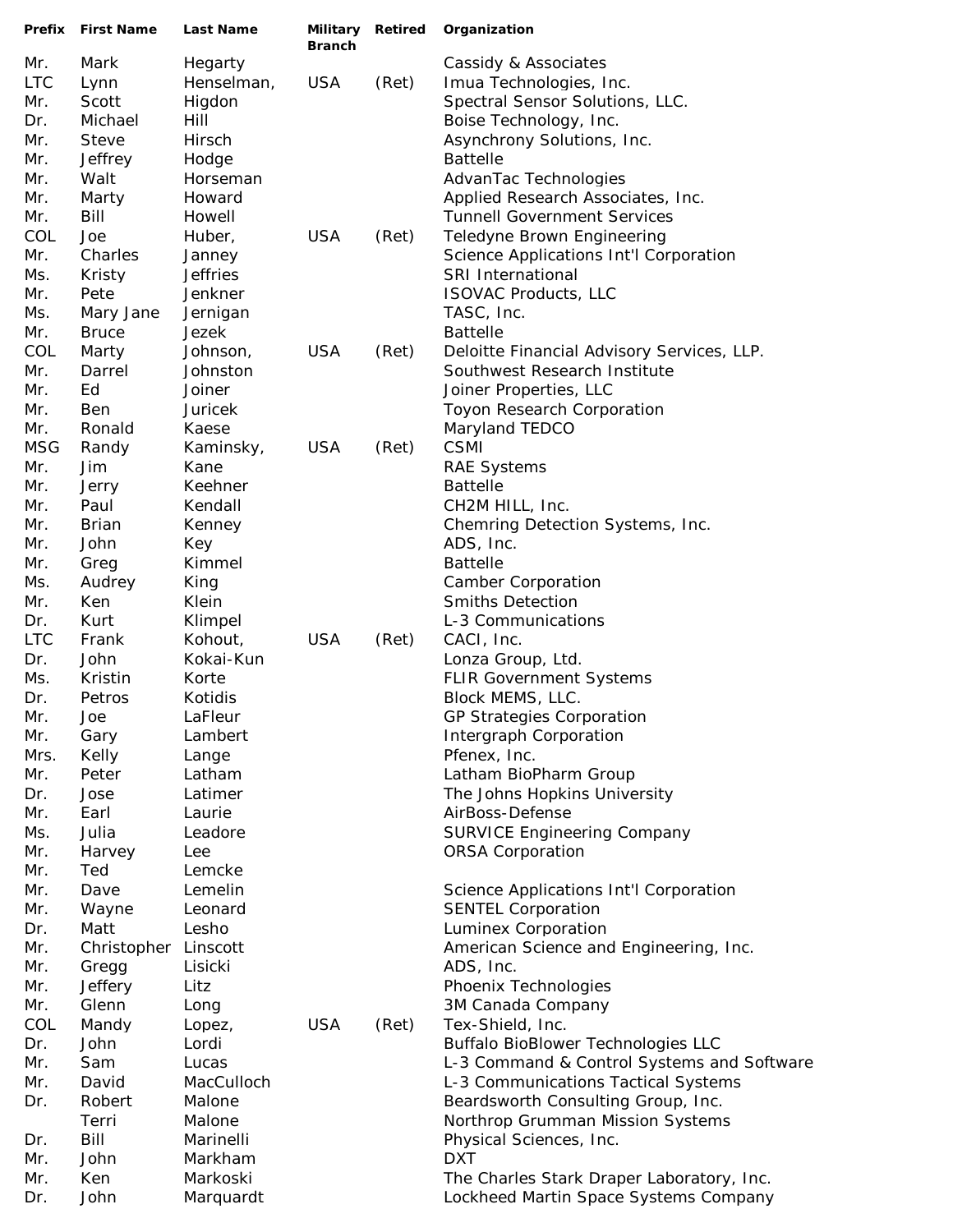| Prefix | First Name | Last Name | Military Branch | Retired | Organization |
|---|---|---|---|---|---|
| Mr. | Mark | Hegarty | | | Cassidy & Associates |
| LTC | Lynn | Henselman, | USA | (Ret) | Imua Technologies, Inc. |
| Mr. | Scott | Higdon | | | Spectral Sensor Solutions, LLC. |
| Dr. | Michael | Hill | | | Boise Technology, Inc. |
| Mr. | Steve | Hirsch | | | Asynchrony Solutions, Inc. |
| Mr. | Jeffrey | Hodge | | | Battelle |
| Mr. | Walt | Horseman | | | AdvanTac Technologies |
| Mr. | Marty | Howard | | | Applied Research Associates, Inc. |
| Mr. | Bill | Howell | | | Tunnell Government Services |
| COL | Joe | Huber, | USA | (Ret) | Teledyne Brown Engineering |
| Mr. | Charles | Janney | | | Science Applications Int'l Corporation |
| Ms. | Kristy | Jeffries | | | SRI International |
| Mr. | Pete | Jenkner | | | ISOVAC Products, LLC |
| Ms. | Mary Jane | Jernigan | | | TASC, Inc. |
| Mr. | Bruce | Jezek | | | Battelle |
| COL | Marty | Johnson, | USA | (Ret) | Deloitte Financial Advisory Services, LLP. |
| Mr. | Darrel | Johnston | | | Southwest Research Institute |
| Mr. | Ed | Joiner | | | Joiner Properties, LLC |
| Mr. | Ben | Juricek | | | Toyon Research Corporation |
| Mr. | Ronald | Kaese | | | Maryland TEDCO |
| MSG | Randy | Kaminsky, | USA | (Ret) | CSMI |
| Mr. | Jim | Kane | | | RAE Systems |
| Mr. | Jerry | Keehner | | | Battelle |
| Mr. | Paul | Kendall | | | CH2M HILL, Inc. |
| Mr. | Brian | Kenney | | | Chemring Detection Systems, Inc. |
| Mr. | John | Key | | | ADS, Inc. |
| Mr. | Greg | Kimmel | | | Battelle |
| Ms. | Audrey | King | | | Camber Corporation |
| Mr. | Ken | Klein | | | Smiths Detection |
| Dr. | Kurt | Klimpel | | | L-3 Communications |
| LTC | Frank | Kohout, | USA | (Ret) | CACI, Inc. |
| Dr. | John | Kokai-Kun | | | Lonza Group, Ltd. |
| Ms. | Kristin | Korte | | | FLIR Government Systems |
| Dr. | Petros | Kotidis | | | Block MEMS, LLC. |
| Mr. | Joe | LaFleur | | | GP Strategies Corporation |
| Mr. | Gary | Lambert | | | Intergraph Corporation |
| Mrs. | Kelly | Lange | | | Pfenex, Inc. |
| Mr. | Peter | Latham | | | Latham BioPharm Group |
| Dr. | Jose | Latimer | | | The Johns Hopkins University |
| Mr. | Earl | Laurie | | | AirBoss-Defense |
| Ms. | Julia | Leadore | | | SURVICE Engineering Company |
| Mr. | Harvey | Lee | | | ORSA Corporation |
| Mr. | Ted | Lemcke | | | |
| Mr. | Dave | Lemelin | | | Science Applications Int'l Corporation |
| Mr. | Wayne | Leonard | | | SENTEL Corporation |
| Dr. | Matt | Lesho | | | Luminex Corporation |
| Mr. | Christopher | Linscott | | | American Science and Engineering, Inc. |
| Mr. | Gregg | Lisicki | | | ADS, Inc. |
| Mr. | Jeffery | Litz | | | Phoenix Technologies |
| Mr. | Glenn | Long | | | 3M Canada Company |
| COL | Mandy | Lopez, | USA | (Ret) | Tex-Shield, Inc. |
| Dr. | John | Lordi | | | Buffalo BioBlower Technologies LLC |
| Mr. | Sam | Lucas | | | L-3 Command & Control Systems and Software |
| Mr. | David | MacCulloch | | | L-3 Communications Tactical Systems |
| Dr. | Robert | Malone | | | Beardsworth Consulting Group, Inc. |
| | Terri | Malone | | | Northrop Grumman Mission Systems |
| Dr. | Bill | Marinelli | | | Physical Sciences, Inc. |
| Mr. | John | Markham | | | DXT |
| Mr. | Ken | Markoski | | | The Charles Stark Draper Laboratory, Inc. |
| Dr. | John | Marquardt | | | Lockheed Martin Space Systems Company |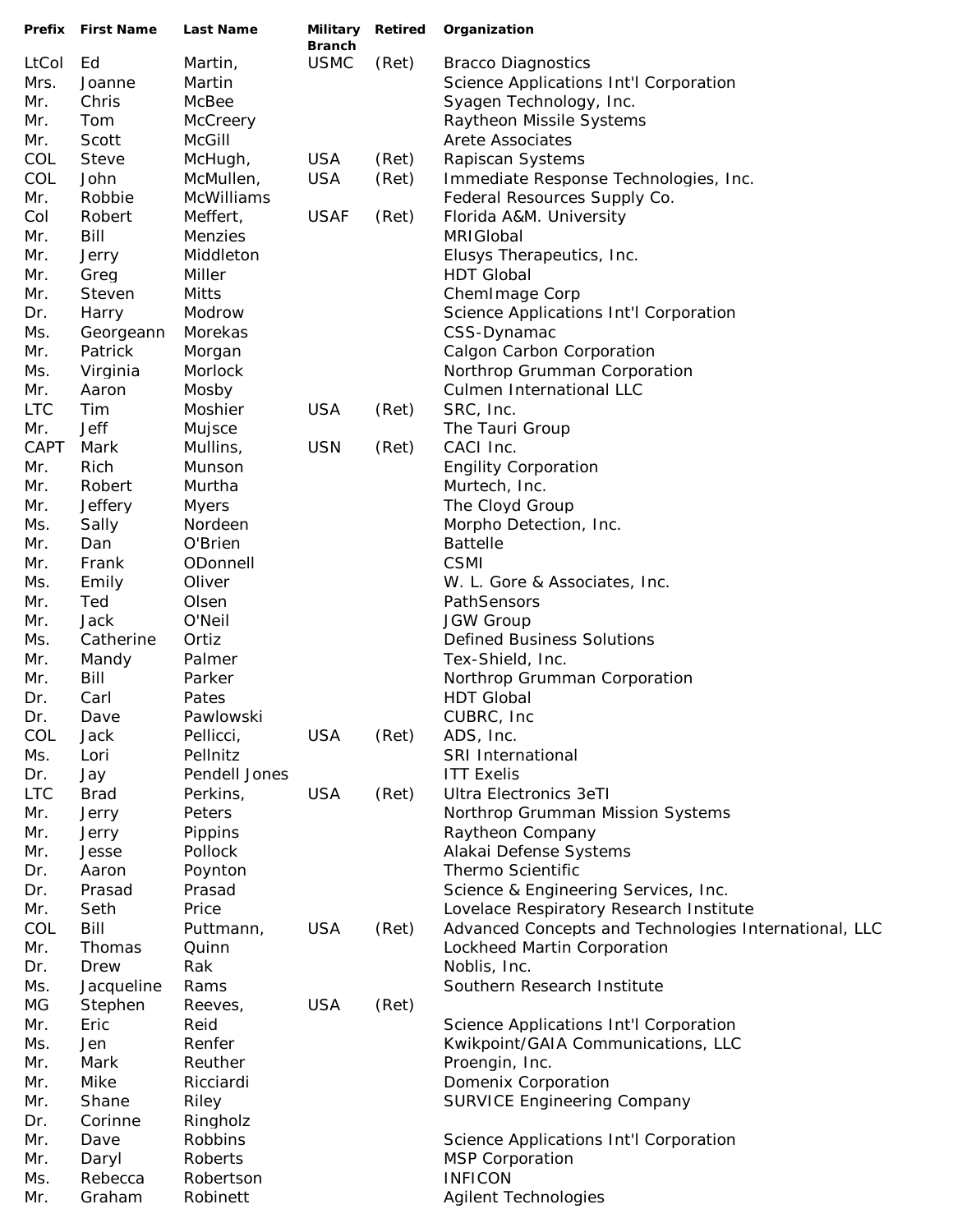| Prefix | First Name | Last Name | Military Branch | Retired | Organization |
|---|---|---|---|---|---|
| LtCol | Ed | Martin, | USMC | (Ret) | Bracco Diagnostics |
| Mrs. | Joanne | Martin | | | Science Applications Int'l Corporation |
| Mr. | Chris | McBee | | | Syagen Technology, Inc. |
| Mr. | Tom | McCreery | | | Raytheon Missile Systems |
| Mr. | Scott | McGill | | | Arete Associates |
| COL | Steve | McHugh, | USA | (Ret) | Rapiscan Systems |
| COL | John | McMullen, | USA | (Ret) | Immediate Response Technologies, Inc. |
| Mr. | Robbie | McWilliams | | | Federal Resources Supply Co. |
| Col | Robert | Meffert, | USAF | (Ret) | Florida A&M. University |
| Mr. | Bill | Menzies | | | MRIGlobal |
| Mr. | Jerry | Middleton | | | Elusys Therapeutics, Inc. |
| Mr. | Greg | Miller | | | HDT Global |
| Mr. | Steven | Mitts | | | ChemImage Corp |
| Dr. | Harry | Modrow | | | Science Applications Int'l Corporation |
| Ms. | Georgeann | Morekas | | | CSS-Dynamac |
| Mr. | Patrick | Morgan | | | Calgon Carbon Corporation |
| Ms. | Virginia | Morlock | | | Northrop Grumman Corporation |
| Mr. | Aaron | Mosby | | | Culmen International LLC |
| LTC | Tim | Moshier | USA | (Ret) | SRC, Inc. |
| Mr. | Jeff | Mujsce | | | The Tauri Group |
| CAPT | Mark | Mullins, | USN | (Ret) | CACI Inc. |
| Mr. | Rich | Munson | | | Engility Corporation |
| Mr. | Robert | Murtha | | | Murtech, Inc. |
| Mr. | Jeffery | Myers | | | The Cloyd Group |
| Ms. | Sally | Nordeen | | | Morpho Detection, Inc. |
| Mr. | Dan | O'Brien | | | Battelle |
| Mr. | Frank | ODonnell | | | CSMI |
| Ms. | Emily | Oliver | | | W. L. Gore & Associates, Inc. |
| Mr. | Ted | Olsen | | | PathSensors |
| Mr. | Jack | O'Neil | | | JGW Group |
| Ms. | Catherine | Ortiz | | | Defined Business Solutions |
| Mr. | Mandy | Palmer | | | Tex-Shield, Inc. |
| Mr. | Bill | Parker | | | Northrop Grumman Corporation |
| Dr. | Carl | Pates | | | HDT Global |
| Dr. | Dave | Pawlowski | | | CUBRC, Inc |
| COL | Jack | Pellicci, | USA | (Ret) | ADS, Inc. |
| Ms. | Lori | Pellnitz | | | SRI International |
| Dr. | Jay | Pendell Jones | | | ITT Exelis |
| LTC | Brad | Perkins, | USA | (Ret) | Ultra Electronics 3eTI |
| Mr. | Jerry | Peters | | | Northrop Grumman Mission Systems |
| Mr. | Jerry | Pippins | | | Raytheon Company |
| Mr. | Jesse | Pollock | | | Alakai Defense Systems |
| Dr. | Aaron | Poynton | | | Thermo Scientific |
| Dr. | Prasad | Prasad | | | Science & Engineering Services, Inc. |
| Mr. | Seth | Price | | | Lovelace Respiratory Research Institute |
| COL | Bill | Puttmann, | USA | (Ret) | Advanced Concepts and Technologies International, LLC |
| Mr. | Thomas | Quinn | | | Lockheed Martin Corporation |
| Dr. | Drew | Rak | | | Noblis, Inc. |
| Ms. | Jacqueline | Rams | | | Southern Research Institute |
| MG | Stephen | Reeves, | USA | (Ret) | |
| Mr. | Eric | Reid | | | Science Applications Int'l Corporation |
| Ms. | Jen | Renfer | | | Kwikpoint/GAIA Communications, LLC |
| Mr. | Mark | Reuther | | | Proengin, Inc. |
| Mr. | Mike | Ricciardi | | | Domenix Corporation |
| Mr. | Shane | Riley | | | SURVICE Engineering Company |
| Dr. | Corinne | Ringholz | | | |
| Mr. | Dave | Robbins | | | Science Applications Int'l Corporation |
| Mr. | Daryl | Roberts | | | MSP Corporation |
| Ms. | Rebecca | Robertson | | | INFICON |
| Mr. | Graham | Robinett | | | Agilent Technologies |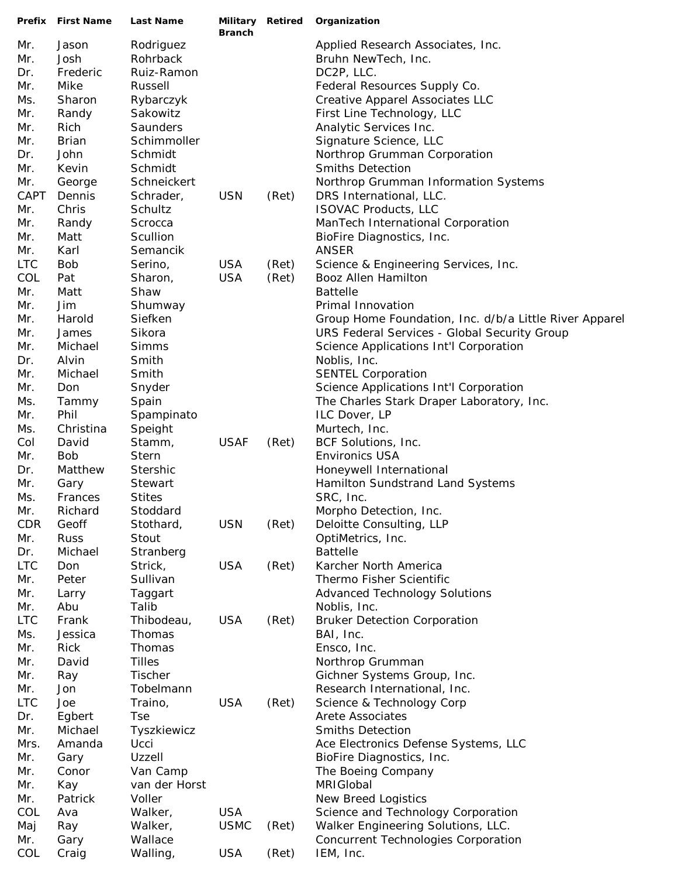| Prefix | First Name | Last Name | Military Branch | Retired | Organization |
|---|---|---|---|---|---|
| Mr. | Jason | Rodriguez | | | Applied Research Associates, Inc. |
| Mr. | Josh | Rohrback | | | Bruhn NewTech, Inc. |
| Dr. | Frederic | Ruiz-Ramon | | | DC2P, LLC. |
| Mr. | Mike | Russell | | | Federal Resources Supply Co. |
| Ms. | Sharon | Rybarczyk | | | Creative Apparel Associates LLC |
| Mr. | Randy | Sakowitz | | | First Line Technology, LLC |
| Mr. | Rich | Saunders | | | Analytic Services Inc. |
| Mr. | Brian | Schimmoller | | | Signature Science, LLC |
| Dr. | John | Schmidt | | | Northrop Grumman Corporation |
| Mr. | Kevin | Schmidt | | | Smiths Detection |
| Mr. | George | Schneickert | | | Northrop Grumman Information Systems |
| CAPT | Dennis | Schrader, | USN | (Ret) | DRS International, LLC. |
| Mr. | Chris | Schultz | | | ISOVAC Products, LLC |
| Mr. | Randy | Scrocca | | | ManTech International Corporation |
| Mr. | Matt | Scullion | | | BioFire Diagnostics, Inc. |
| Mr. | Karl | Semancik | | | ANSER |
| LTC | Bob | Serino, | USA | (Ret) | Science & Engineering Services, Inc. |
| COL | Pat | Sharon, | USA | (Ret) | Booz Allen Hamilton |
| Mr. | Matt | Shaw | | | Battelle |
| Mr. | Jim | Shumway | | | Primal Innovation |
| Mr. | Harold | Siefken | | | Group Home Foundation, Inc. d/b/a Little River Apparel |
| Mr. | James | Sikora | | | URS Federal Services - Global Security Group |
| Mr. | Michael | Simms | | | Science Applications Int'l Corporation |
| Dr. | Alvin | Smith | | | Noblis, Inc. |
| Mr. | Michael | Smith | | | SENTEL Corporation |
| Mr. | Don | Snyder | | | Science Applications Int'l Corporation |
| Ms. | Tammy | Spain | | | The Charles Stark Draper Laboratory, Inc. |
| Mr. | Phil | Spampinato | | | ILC Dover, LP |
| Ms. | Christina | Speight | | | Murtech, Inc. |
| Col | David | Stamm, | USAF | (Ret) | BCF Solutions, Inc. |
| Mr. | Bob | Stern | | | Environics USA |
| Dr. | Matthew | Stershic | | | Honeywell International |
| Mr. | Gary | Stewart | | | Hamilton Sundstrand Land Systems |
| Ms. | Frances | Stites | | | SRC, Inc. |
| Mr. | Richard | Stoddard | | | Morpho Detection, Inc. |
| CDR | Geoff | Stothard, | USN | (Ret) | Deloitte Consulting, LLP |
| Mr. | Russ | Stout | | | OptiMetrics, Inc. |
| Dr. | Michael | Stranberg | | | Battelle |
| LTC | Don | Strick, | USA | (Ret) | Karcher North America |
| Mr. | Peter | Sullivan | | | Thermo Fisher Scientific |
| Mr. | Larry | Taggart | | | Advanced Technology Solutions |
| Mr. | Abu | Talib | | | Noblis, Inc. |
| LTC | Frank | Thibodeau, | USA | (Ret) | Bruker Detection Corporation |
| Ms. | Jessica | Thomas | | | BAI, Inc. |
| Mr. | Rick | Thomas | | | Ensco, Inc. |
| Mr. | David | Tilles | | | Northrop Grumman |
| Mr. | Ray | Tischer | | | Gichner Systems Group, Inc. |
| Mr. | Jon | Tobelmann | | | Research International, Inc. |
| LTC | Joe | Traino, | USA | (Ret) | Science & Technology Corp |
| Dr. | Egbert | Tse | | | Arete Associates |
| Mr. | Michael | Tyszkiewicz | | | Smiths Detection |
| Mrs. | Amanda | Ucci | | | Ace Electronics Defense Systems, LLC |
| Mr. | Gary | Uzzell | | | BioFire Diagnostics, Inc. |
| Mr. | Conor | Van Camp | | | The Boeing Company |
| Mr. | Kay | van der Horst | | | MRIGlobal |
| Mr. | Patrick | Voller | | | New Breed Logistics |
| COL | Ava | Walker, | USA | | Science and Technology Corporation |
| Maj | Ray | Walker, | USMC | (Ret) | Walker Engineering Solutions, LLC. |
| Mr. | Gary | Wallace | | | Concurrent Technologies Corporation |
| COL | Craig | Walling, | USA | (Ret) | IEM, Inc. |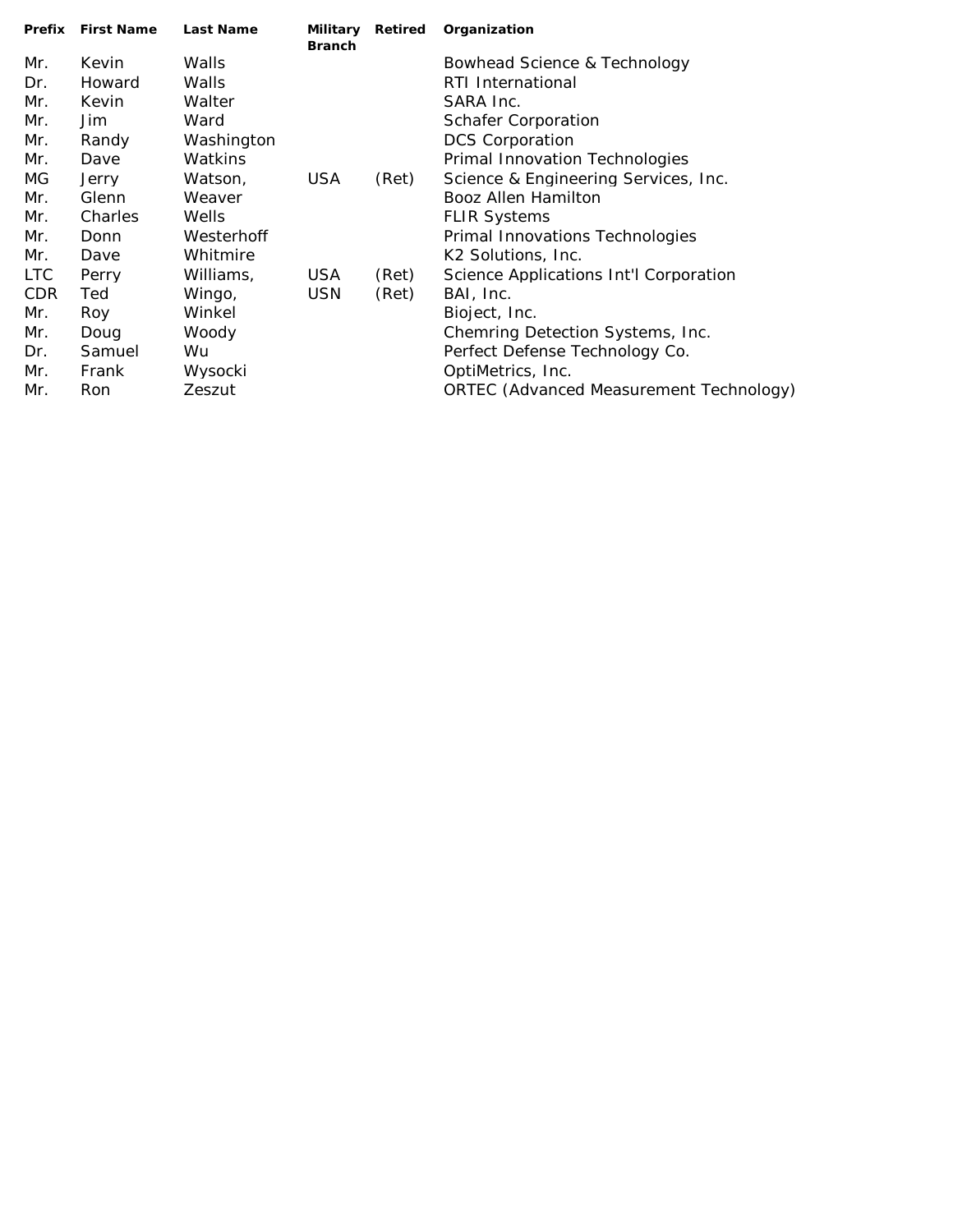| Prefix | First Name | Last Name | Military Branch | Retired | Organization |
|---|---|---|---|---|---|
| Mr. | Kevin | Walls | | | Bowhead Science & Technology |
| Dr. | Howard | Walls | | | RTI International |
| Mr. | Kevin | Walter | | | SARA Inc. |
| Mr. | Jim | Ward | | | Schafer Corporation |
| Mr. | Randy | Washington | | | DCS Corporation |
| Mr. | Dave | Watkins | | | Primal Innovation Technologies |
| MG | Jerry | Watson, | USA | (Ret) | Science & Engineering Services, Inc. |
| Mr. | Glenn | Weaver | | | Booz Allen Hamilton |
| Mr. | Charles | Wells | | | FLIR Systems |
| Mr. | Donn | Westerhoff | | | Primal Innovations Technologies |
| Mr. | Dave | Whitmire | | | K2 Solutions, Inc. |
| LTC | Perry | Williams, | USA | (Ret) | Science Applications Int'l Corporation |
| CDR | Ted | Wingo, | USN | (Ret) | BAI, Inc. |
| Mr. | Roy | Winkel | | | Bioject, Inc. |
| Mr. | Doug | Woody | | | Chemring Detection Systems, Inc. |
| Dr. | Samuel | Wu | | | Perfect Defense Technology Co. |
| Mr. | Frank | Wysocki | | | OptiMetrics, Inc. |
| Mr. | Ron | Zeszut | | | ORTEC (Advanced Measurement Technology) |